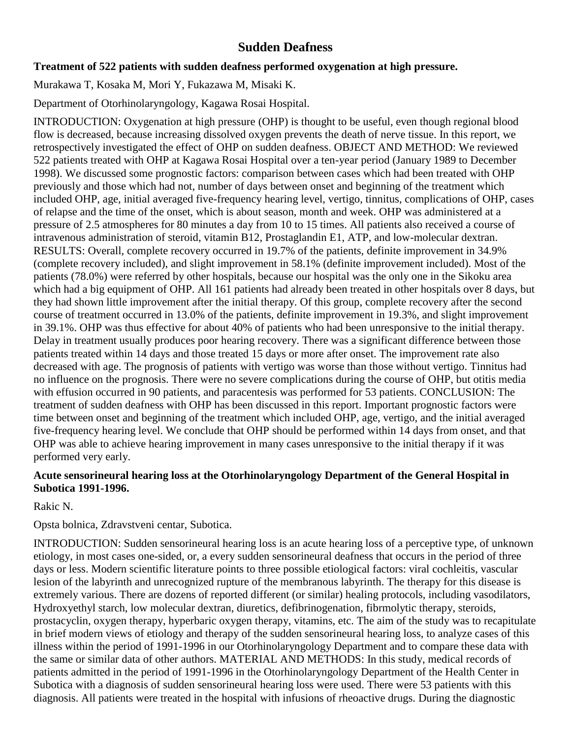# Sudden Deafness

**Treatment of 522 patients with sudden deafness performed oxygenation at high pressure.**

Murakawa T, Kosaka M, Mori Y, Fukazawa M, Misaki K.

Department of Otorhinolaryngology, Kagawa Rosai Hospital.

INTRODUCTION: Oxygenation at high pressure (OHP) is thought to be useful, even though regional blood flow is decreased, because increasing dissolved oxygen prevents the death of nerve tissue. In this report, we retrospectively investigated the effect of OHP on sudden deafness. OBJECT AND METHOD: We reviewed 522 patients treated with OHP at Kagawa Rosai Hospital over a ten-year period (January 1989 to December 1998). We discussed some prognostic factors: comparison between cases which had been treated with OHP previously and those which had not, number of days between onset and beginning of the treatment which included OHP, age, initial averaged five-frequency hearing level, vertigo, tinnitus, complications of OHP, cases of relapse and the time of the onset, which is about season, month and week. OHP was administered at a pressure of 2.5 atmospheres for 80 minutes a day from 10 to 15 times. All patients also received a course of intravenous administration of steroid, vitamin B12, Prostaglandin E1, ATP, and low-molecular dextran. RESULTS: Overall, complete recovery occurred in 19.7% of the patients, definite improvement in 34.9% (complete recovery included), and slight improvement in 58.1% (definite improvement included). Most of the patients (78.0%) were referred by other hospitals, because our hospital was the only one in the Sikoku area which had a big equipment of OHP. All 161 patients had already been treated in other hospitals over 8 days, but they had shown little improvement after the initial therapy. Of this group, complete recovery after the second course of treatment occurred in 13.0% of the patients, definite improvement in 19.3%, and slight improvement in 39.1%. OHP was thus effective for about 40% of patients who had been unresponsive to the initial therapy. Delay in treatment usually produces poor hearing recovery. There was a significant difference between those patients treated within 14 days and those treated 15 days or more after onset. The improvement rate also decreased with age. The prognosis of patients with vertigo was worse than those without vertigo. Tinnitus had no influence on the prognosis. There were no severe complications during the course of OHP, but otitis media with effusion occurred in 90 patients, and paracentesis was performed for 53 patients. CONCLUSION: The treatment of sudden deafness with OHP has been discussed in this report. Important prognostic factors were time between onset and beginning of the treatment which included OHP, age, vertigo, and the initial averaged five-frequency hearing level. We conclude that OHP should be performed within 14 days from onset, and that OHP was able to achieve hearing improvement in many cases unresponsive to the initial therapy if it was performed very early.

**Acute sensorineural hearing loss at the Otorhinolaryngology Department of the General Hospital in Subotica 1991-1996.**

Rakic N.

Opsta bolnica, Zdravstveni centar, Subotica.

INTRODUCTION: Sudden sensorineural hearing loss is an acute hearing loss of a perceptive type, of unknown etiology, in most cases one-sided, or, a every sudden sensorineural deafness that occurs in the period of three days or less. Modern scientific literature points to three possible etiological factors: viral cochleitis, vascular lesion of the labyrinth and unrecognized rupture of the membranous labyrinth. The therapy for this disease is extremely various. There are dozens of reported different (or similar) healing protocols, including vasodilators, Hydroxyethyl starch, low molecular dextran, diuretics, defibrinogenation, fibrmolytic therapy, steroids, prostacyclin, oxygen therapy, hyperbaric oxygen therapy, vitamins, etc. The aim of the study was to recapitulate in brief modern views of etiology and therapy of the sudden sensorineural hearing loss, to analyze cases of this illness within the period of 1991-1996 in our Otorhinolaryngology Department and to compare these data with the same or similar data of other authors. MATERIAL AND METHODS: In this study, medical records of patients admitted in the period of 1991-1996 in the Otorhinolaryngology Department of the Health Center in Subotica with a diagnosis of sudden sensorineural hearing loss were used. There were 53 patients with this diagnosis. All patients were treated in the hospital with infusions of rheoactive drugs. During the diagnostic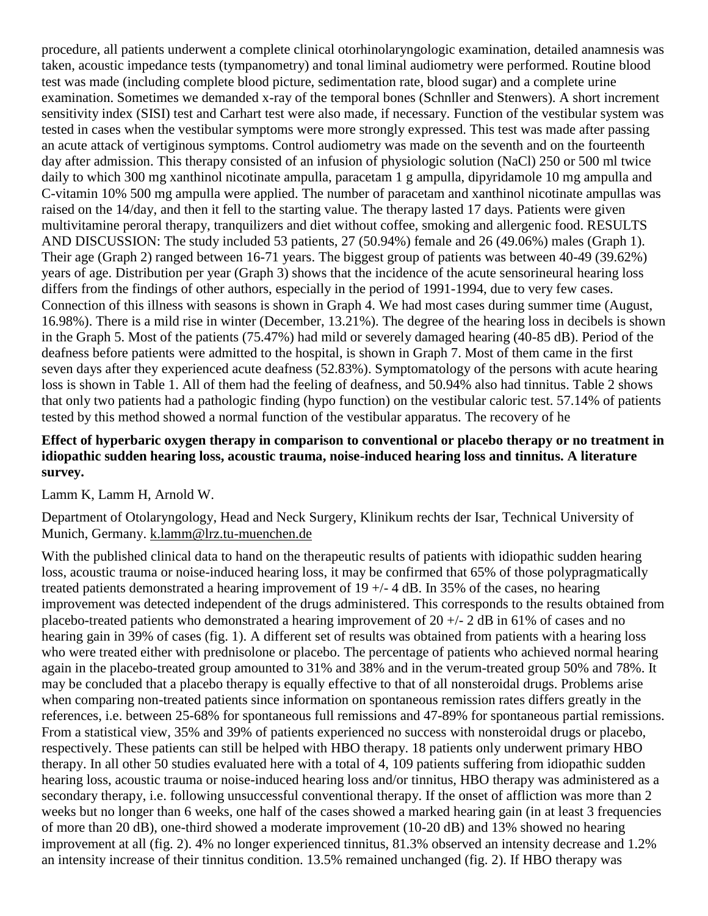procedure, all patients underwent a complete clinical otorhinolaryngologic examination, detailed anamnesis was taken, acoustic impedance tests (tympanometry) and tonal liminal audiometry were performed. Routine blood test was made (including complete blood picture, sedimentation rate, blood sugar) and a complete urine examination. Sometimes we demanded x-ray of the temporal bones (Schnller and Stenwers). A short increment sensitivity index (SISI) test and Carhart test were also made, if necessary. Function of the vestibular system was tested in cases when the vestibular symptoms were more strongly expressed. This test was made after passing an acute attack of vertiginous symptoms. Control audiometry was made on the seventh and on the fourteenth day after admission. This therapy consisted of an infusion of physiologic solution (NaCl) 250 or 500 ml twice daily to which 300 mg xanthinol nicotinate ampulla, paracetam 1 g ampulla, dipyridamole 10 mg ampulla and C-vitamin 10% 500 mg ampulla were applied. The number of paracetam and xanthinol nicotinate ampullas was raised on the 14/day, and then it fell to the starting value. The therapy lasted 17 days. Patients were given multivitamine peroral therapy, tranquilizers and diet without coffee, smoking and allergenic food. RESULTS AND DISCUSSION: The study included 53 patients, 27 (50.94%) female and 26 (49.06%) males (Graph 1). Their age (Graph 2) ranged between 16-71 years. The biggest group of patients was between 40-49 (39.62%) years of age. Distribution per year (Graph 3) shows that the incidence of the acute sensorineural hearing loss differs from the findings of other authors, especially in the period of 1991-1994, due to very few cases. Connection of this illness with seasons is shown in Graph 4. We had most cases during summer time (August, 16.98%). There is a mild rise in winter (December, 13.21%). The degree of the hearing loss in decibels is shown in the Graph 5. Most of the patients (75.47%) had mild or severely damaged hearing (40-85 dB). Period of the deafness before patients were admitted to the hospital, is shown in Graph 7. Most of them came in the first seven days after they experienced acute deafness (52.83%). Symptomatology of the persons with acute hearing loss is shown in Table 1. All of them had the feeling of deafness, and 50.94% also had tinnitus. Table 2 shows that only two patients had a pathologic finding (hypo function) on the vestibular caloric test. 57.14% of patients tested by this method showed a normal function of the vestibular apparatus. The recovery of he

**Effect of hyperbaric oxygen therapy in comparison to conventional or placebo therapy or no treatment in idiopathic sudden hearing loss, acoustic trauma, noise-induced hearing loss and tinnitus. A literature survey.**

Lamm K, Lamm H, Arnold W.

Department of Otolaryngology, Head and Neck Surgery, Klinikum rechts der Isar, Technical University of Munich, Germany. k.lamm@lrz.tu-muenchen.de

With the published clinical data to hand on the therapeutic results of patients with idiopathic sudden hearing loss, acoustic trauma or noise-induced hearing loss, it may be confirmed that 65% of those polypragmatically treated patients demonstrated a hearing improvement of 19 +/- 4 dB. In 35% of the cases, no hearing improvement was detected independent of the drugs administered. This corresponds to the results obtained from placebo-treated patients who demonstrated a hearing improvement of 20 +/- 2 dB in 61% of cases and no hearing gain in 39% of cases (fig. 1). A different set of results was obtained from patients with a hearing loss who were treated either with prednisolone or placebo. The percentage of patients who achieved normal hearing again in the placebo-treated group amounted to 31% and 38% and in the verum-treated group 50% and 78%. It may be concluded that a placebo therapy is equally effective to that of all nonsteroidal drugs. Problems arise when comparing non-treated patients since information on spontaneous remission rates differs greatly in the references, i.e. between 25-68% for spontaneous full remissions and 47-89% for spontaneous partial remissions. From a statistical view, 35% and 39% of patients experienced no success with nonsteroidal drugs or placebo, respectively. These patients can still be helped with HBO therapy. 18 patients only underwent primary HBO therapy. In all other 50 studies evaluated here with a total of 4, 109 patients suffering from idiopathic sudden hearing loss, acoustic trauma or noise-induced hearing loss and/or tinnitus, HBO therapy was administered as a secondary therapy, i.e. following unsuccessful conventional therapy. If the onset of affliction was more than 2 weeks but no longer than 6 weeks, one half of the cases showed a marked hearing gain (in at least 3 frequencies of more than 20 dB), one-third showed a moderate improvement (10-20 dB) and 13% showed no hearing improvement at all (fig. 2). 4% no longer experienced tinnitus, 81.3% observed an intensity decrease and 1.2% an intensity increase of their tinnitus condition. 13.5% remained unchanged (fig. 2). If HBO therapy was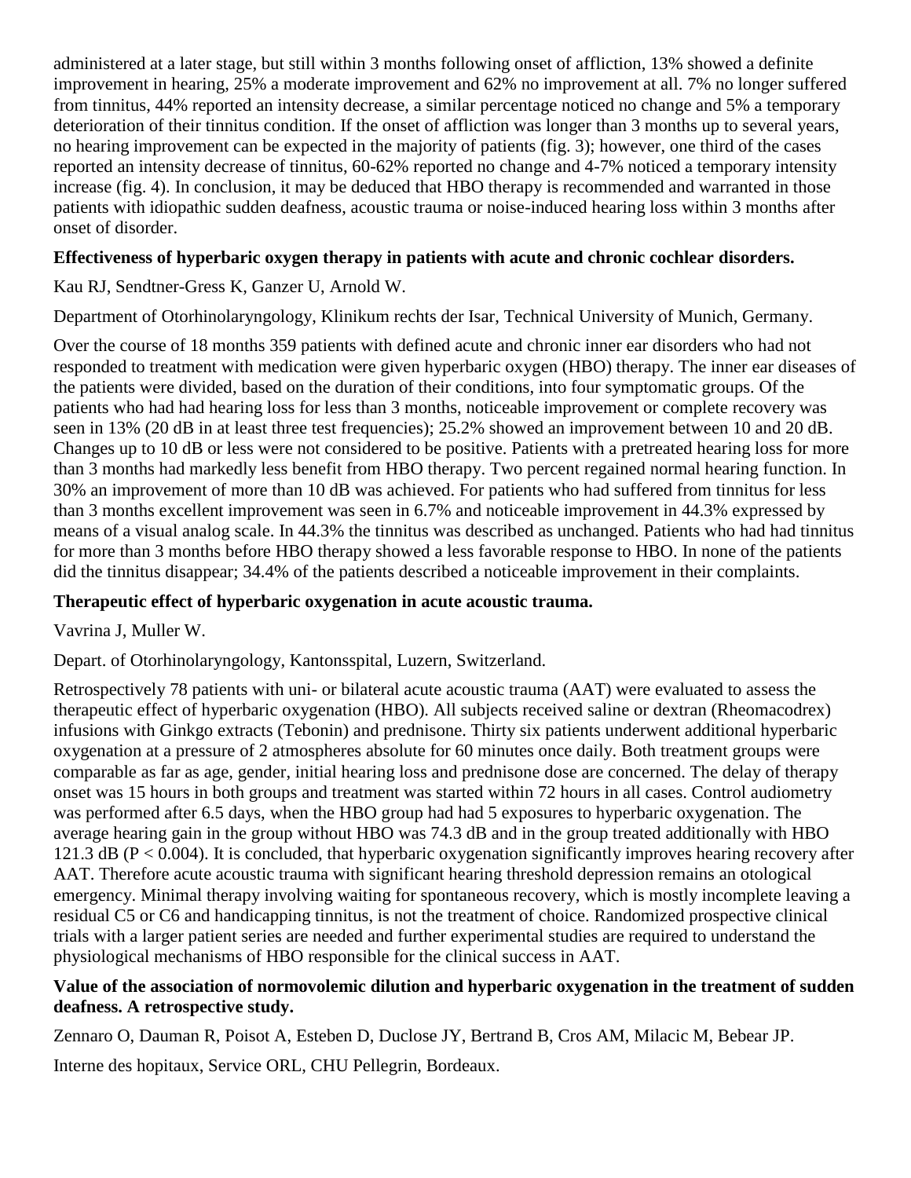administered at a later stage, but still within 3 months following onset of affliction, 13% showed a definite improvement in hearing, 25% a moderate improvement and 62% no improvement at all. 7% no longer suffered from tinnitus, 44% reported an intensity decrease, a similar percentage noticed no change and 5% a temporary deterioration of their tinnitus condition. If the onset of affliction was longer than 3 months up to several years, no hearing improvement can be expected in the majority of patients (fig. 3); however, one third of the cases reported an intensity decrease of tinnitus, 60-62% reported no change and 4-7% noticed a temporary intensity increase (fig. 4). In conclusion, it may be deduced that HBO therapy is recommended and warranted in those patients with idiopathic sudden deafness, acoustic trauma or noise-induced hearing loss within 3 months after onset of disorder.

**Effectiveness of hyperbaric oxygen therapy in patients with acute and chronic cochlear disorders.**

Kau RJ, Sendtner-Gress K, Ganzer U, Arnold W.

Department of Otorhinolaryngology, Klinikum rechts der Isar, Technical University of Munich, Germany.

Over the course of 18 months 359 patients with defined acute and chronic inner ear disorders who had not responded to treatment with medication were given hyperbaric oxygen (HBO) therapy. The inner ear diseases of the patients were divided, based on the duration of their conditions, into four symptomatic groups. Of the patients who had had hearing loss for less than 3 months, noticeable improvement or complete recovery was seen in 13% (20 dB in at least three test frequencies); 25.2% showed an improvement between 10 and 20 dB. Changes up to 10 dB or less were not considered to be positive. Patients with a pretreated hearing loss for more than 3 months had markedly less benefit from HBO therapy. Two percent regained normal hearing function. In 30% an improvement of more than 10 dB was achieved. For patients who had suffered from tinnitus for less than 3 months excellent improvement was seen in 6.7% and noticeable improvement in 44.3% expressed by means of a visual analog scale. In 44.3% the tinnitus was described as unchanged. Patients who had had tinnitus for more than 3 months before HBO therapy showed a less favorable response to HBO. In none of the patients did the tinnitus disappear; 34.4% of the patients described a noticeable improvement in their complaints.

**Therapeutic effect of hyperbaric oxygenation in acute acoustic trauma.**

Vavrina J, Muller W.

Depart. of Otorhinolaryngology, Kantonsspital, Luzern, Switzerland.

Retrospectively 78 patients with uni- or bilateral acute acoustic trauma (AAT) were evaluated to assess the therapeutic effect of hyperbaric oxygenation (HBO). All subjects received saline or dextran (Rheomacodrex) infusions with Ginkgo extracts (Tebonin) and prednisone. Thirty six patients underwent additional hyperbaric oxygenation at a pressure of 2 atmospheres absolute for 60 minutes once daily. Both treatment groups were comparable as far as age, gender, initial hearing loss and prednisone dose are concerned. The delay of therapy onset was 15 hours in both groups and treatment was started within 72 hours in all cases. Control audiometry was performed after 6.5 days, when the HBO group had had 5 exposures to hyperbaric oxygenation. The average hearing gain in the group without HBO was 74.3 dB and in the group treated additionally with HBO 121.3 dB ($P < 0.004$). It is concluded, that hyperbaric oxygenation significantly improves hearing recovery after AAT. Therefore acute acoustic trauma with significant hearing threshold depression remains an otological emergency. Minimal therapy involving waiting for spontaneous recovery, which is mostly incomplete leaving a residual C5 or C6 and handicapping tinnitus, is not the treatment of choice. Randomized prospective clinical trials with a larger patient series are needed and further experimental studies are required to understand the physiological mechanisms of HBO responsible for the clinical success in AAT.

**Value of the association of normovolemic dilution and hyperbaric oxygenation in the treatment of sudden deafness. A retrospective study.**

Zennaro O, Dauman R, Poisot A, Esteben D, Duclose JY, Bertrand B, Cros AM, Milacic M, Bebear JP.

Interne des hopitaux, Service ORL, CHU Pellegrin, Bordeaux.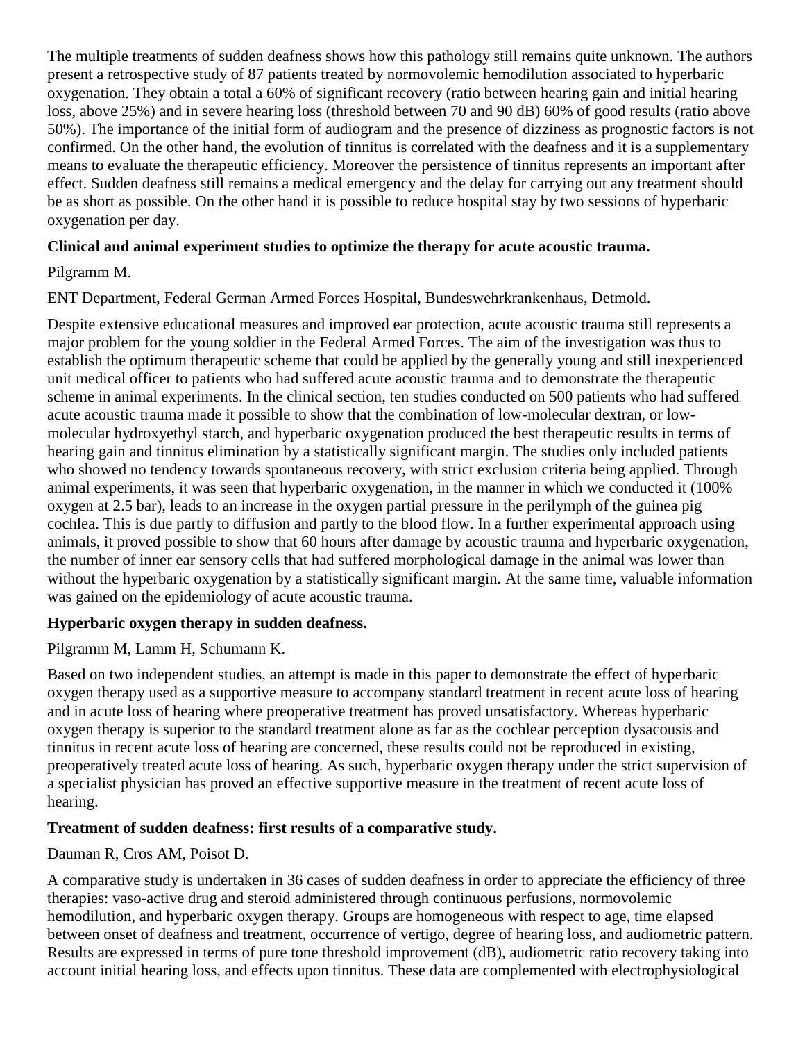The multiple treatments of sudden deafness shows how this pathology still remains quite unknown. The authors present a retrospective study of 87 patients treated by normovolemic hemodilution associated to hyperbaric oxygenation. They obtain a total a 60% of significant recovery (ratio between hearing gain and initial hearing loss, above 25%) and in severe hearing loss (threshold between 70 and 90 dB) 60% of good results (ratio above 50%). The importance of the initial form of audiogram and the presence of dizziness as prognostic factors is not confirmed. On the other hand, the evolution of tinnitus is correlated with the deafness and it is a supplementary means to evaluate the therapeutic efficiency. Moreover the persistence of tinnitus represents an important after effect. Sudden deafness still remains a medical emergency and the delay for carrying out any treatment should be as short as possible. On the other hand it is possible to reduce hospital stay by two sessions of hyperbaric oxygenation per day.

### Clinical and animal experiment studies to optimize the therapy for acute acoustic trauma.

Pilgramm M.

ENT Department, Federal German Armed Forces Hospital, Bundeswehrkrankenhaus, Detmold.

Despite extensive educational measures and improved ear protection, acute acoustic trauma still represents a major problem for the young soldier in the Federal Armed Forces. The aim of the investigation was thus to establish the optimum therapeutic scheme that could be applied by the generally young and still inexperienced unit medical officer to patients who had suffered acute acoustic trauma and to demonstrate the therapeutic scheme in animal experiments. In the clinical section, ten studies conducted on 500 patients who had suffered acute acoustic trauma made it possible to show that the combination of low-molecular dextran, or low-molecular hydroxyethyl starch, and hyperbaric oxygenation produced the best therapeutic results in terms of hearing gain and tinnitus elimination by a statistically significant margin. The studies only included patients who showed no tendency towards spontaneous recovery, with strict exclusion criteria being applied. Through animal experiments, it was seen that hyperbaric oxygenation, in the manner in which we conducted it (100% oxygen at 2.5 bar), leads to an increase in the oxygen partial pressure in the perilymph of the guinea pig cochlea. This is due partly to diffusion and partly to the blood flow. In a further experimental approach using animals, it proved possible to show that 60 hours after damage by acoustic trauma and hyperbaric oxygenation, the number of inner ear sensory cells that had suffered morphological damage in the animal was lower than without the hyperbaric oxygenation by a statistically significant margin. At the same time, valuable information was gained on the epidemiology of acute acoustic trauma.

### Hyperbaric oxygen therapy in sudden deafness.

Pilgramm M, Lamm H, Schumann K.

Based on two independent studies, an attempt is made in this paper to demonstrate the effect of hyperbaric oxygen therapy used as a supportive measure to accompany standard treatment in recent acute loss of hearing and in acute loss of hearing where preoperative treatment has proved unsatisfactory. Whereas hyperbaric oxygen therapy is superior to the standard treatment alone as far as the cochlear perception dysacousis and tinnitus in recent acute loss of hearing are concerned, these results could not be reproduced in existing, preoperatively treated acute loss of hearing. As such, hyperbaric oxygen therapy under the strict supervision of a specialist physician has proved an effective supportive measure in the treatment of recent acute loss of hearing.

### Treatment of sudden deafness: first results of a comparative study.

Dauman R, Cros AM, Poisot D.

A comparative study is undertaken in 36 cases of sudden deafness in order to appreciate the efficiency of three therapies: vaso-active drug and steroid administered through continuous perfusions, normovolemic hemodilution, and hyperbaric oxygen therapy. Groups are homogeneous with respect to age, time elapsed between onset of deafness and treatment, occurrence of vertigo, degree of hearing loss, and audiometric pattern. Results are expressed in terms of pure tone threshold improvement (dB), audiometric ratio recovery taking into account initial hearing loss, and effects upon tinnitus. These data are complemented with electrophysiological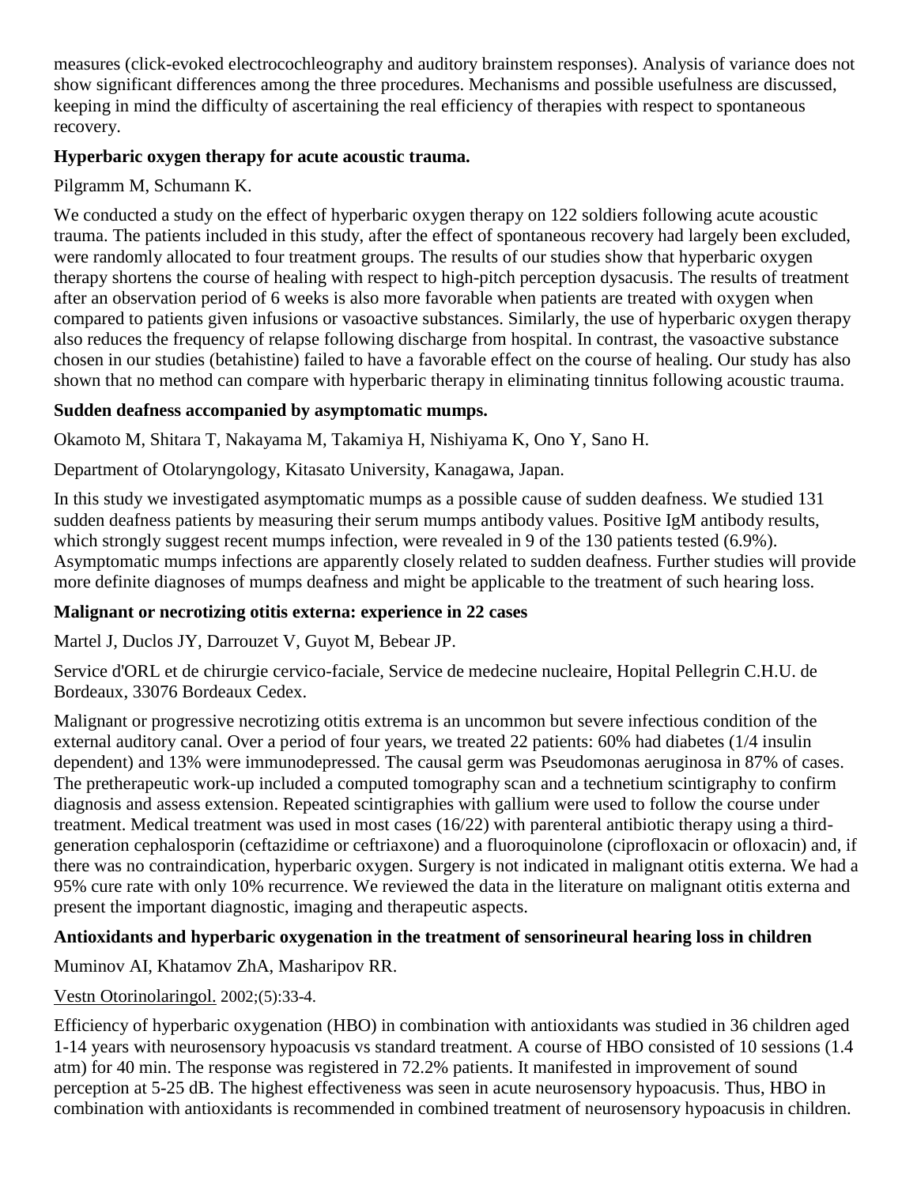measures (click-evoked electrocochleography and auditory brainstem responses). Analysis of variance does not show significant differences among the three procedures. Mechanisms and possible usefulness are discussed, keeping in mind the difficulty of ascertaining the real efficiency of therapies with respect to spontaneous recovery.

**Hyperbaric oxygen therapy for acute acoustic trauma.**

Pilgramm M, Schumann K.

We conducted a study on the effect of hyperbaric oxygen therapy on 122 soldiers following acute acoustic trauma. The patients included in this study, after the effect of spontaneous recovery had largely been excluded, were randomly allocated to four treatment groups. The results of our studies show that hyperbaric oxygen therapy shortens the course of healing with respect to high-pitch perception dysacusis. The results of treatment after an observation period of 6 weeks is also more favorable when patients are treated with oxygen when compared to patients given infusions or vasoactive substances. Similarly, the use of hyperbaric oxygen therapy also reduces the frequency of relapse following discharge from hospital. In contrast, the vasoactive substance chosen in our studies (betahistine) failed to have a favorable effect on the course of healing. Our study has also shown that no method can compare with hyperbaric therapy in eliminating tinnitus following acoustic trauma.

**Sudden deafness accompanied by asymptomatic mumps.**

Okamoto M, Shitara T, Nakayama M, Takamiya H, Nishiyama K, Ono Y, Sano H.

Department of Otolaryngology, Kitasato University, Kanagawa, Japan.

In this study we investigated asymptomatic mumps as a possible cause of sudden deafness. We studied 131 sudden deafness patients by measuring their serum mumps antibody values. Positive IgM antibody results, which strongly suggest recent mumps infection, were revealed in 9 of the 130 patients tested (6.9%). Asymptomatic mumps infections are apparently closely related to sudden deafness. Further studies will provide more definite diagnoses of mumps deafness and might be applicable to the treatment of such hearing loss.

**Malignant or necrotizing otitis externa: experience in 22 cases**

Martel J, Duclos JY, Darrouzet V, Guyot M, Bebear JP.

Service d'ORL et de chirurgie cervico-faciale, Service de medecine nucleaire, Hopital Pellegrin C.H.U. de Bordeaux, 33076 Bordeaux Cedex.

Malignant or progressive necrotizing otitis extrema is an uncommon but severe infectious condition of the external auditory canal. Over a period of four years, we treated 22 patients: 60% had diabetes (1/4 insulin dependent) and 13% were immunodepressed. The causal germ was Pseudomonas aeruginosa in 87% of cases. The pretherapeutic work-up included a computed tomography scan and a technetium scintigraphy to confirm diagnosis and assess extension. Repeated scintigraphies with gallium were used to follow the course under treatment. Medical treatment was used in most cases (16/22) with parenteral antibiotic therapy using a third-generation cephalosporin (ceftazidime or ceftriaxone) and a fluoroquinolone (ciprofloxacin or ofloxacin) and, if there was no contraindication, hyperbaric oxygen. Surgery is not indicated in malignant otitis externa. We had a 95% cure rate with only 10% recurrence. We reviewed the data in the literature on malignant otitis externa and present the important diagnostic, imaging and therapeutic aspects.

**Antioxidants and hyperbaric oxygenation in the treatment of sensorineural hearing loss in children**

Muminov AI, Khatamov ZhA, Masharipov RR.

Vestn Otorinolaringol. 2002;(5):33-4.

Efficiency of hyperbaric oxygenation (HBO) in combination with antioxidants was studied in 36 children aged 1-14 years with neurosensory hypoacusis vs standard treatment. A course of HBO consisted of 10 sessions (1.4 atm) for 40 min. The response was registered in 72.2% patients. It manifested in improvement of sound perception at 5-25 dB. The highest effectiveness was seen in acute neurosensory hypoacusis. Thus, HBO in combination with antioxidants is recommended in combined treatment of neurosensory hypoacusis in children.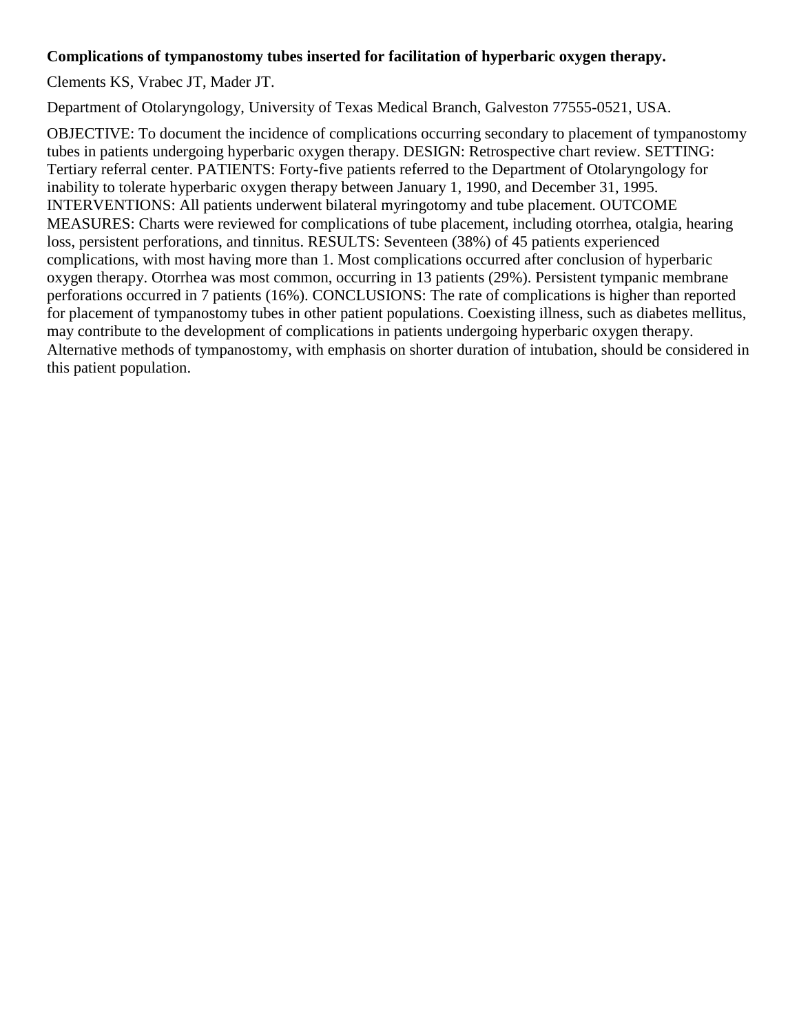**Complications of tympanostomy tubes inserted for facilitation of hyperbaric oxygen therapy.**

Clements KS, Vrabec JT, Mader JT.

Department of Otolaryngology, University of Texas Medical Branch, Galveston 77555-0521, USA.

OBJECTIVE: To document the incidence of complications occurring secondary to placement of tympanostomy tubes in patients undergoing hyperbaric oxygen therapy. DESIGN: Retrospective chart review. SETTING: Tertiary referral center. PATIENTS: Forty-five patients referred to the Department of Otolaryngology for inability to tolerate hyperbaric oxygen therapy between January 1, 1990, and December 31, 1995. INTERVENTIONS: All patients underwent bilateral myringotomy and tube placement. OUTCOME MEASURES: Charts were reviewed for complications of tube placement, including otorrhea, otalgia, hearing loss, persistent perforations, and tinnitus. RESULTS: Seventeen (38%) of 45 patients experienced complications, with most having more than 1. Most complications occurred after conclusion of hyperbaric oxygen therapy. Otorrhea was most common, occurring in 13 patients (29%). Persistent tympanic membrane perforations occurred in 7 patients (16%). CONCLUSIONS: The rate of complications is higher than reported for placement of tympanostomy tubes in other patient populations. Coexisting illness, such as diabetes mellitus, may contribute to the development of complications in patients undergoing hyperbaric oxygen therapy. Alternative methods of tympanostomy, with emphasis on shorter duration of intubation, should be considered in this patient population.